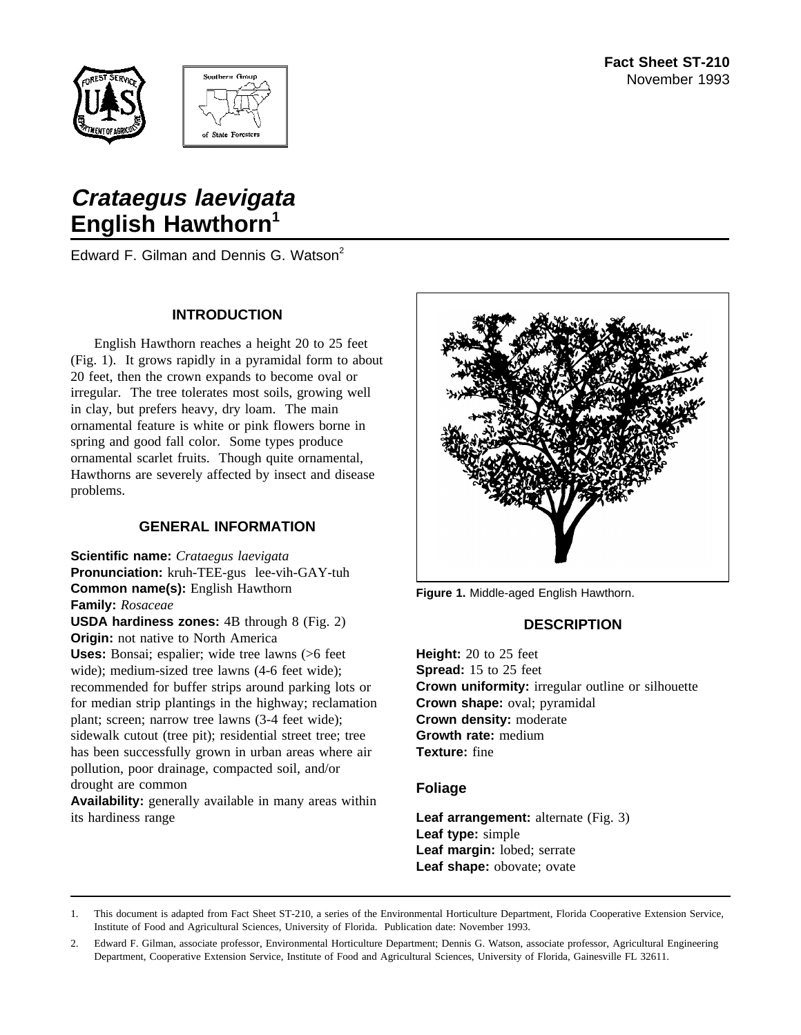**Fact Sheet ST-210**
November 1993

# *Crataegus laevigata* English Hawthorn[1]

Edward F. Gilman and Dennis G. Watson[2]

## INTRODUCTION

English Hawthorn reaches a height 20 to 25 feet (Fig. 1). It grows rapidly in a pyramidal form to about 20 feet, then the crown expands to become oval or irregular. The tree tolerates most soils, growing well in clay, but prefers heavy, dry loam. The main ornamental feature is white or pink flowers borne in spring and good fall color. Some types produce ornamental scarlet fruits. Though quite ornamental, Hawthorns are severely affected by insect and disease problems.

## GENERAL INFORMATION

**Scientific name:** *Crataegus laevigata*
**Pronunciation:** kruh-TEE-gus lee-vih-GAY-tuh
**Common name(s):** English Hawthorn
**Family:** *Rosaceae*
**USDA hardiness zones:** 4B through 8 (Fig. 2)
**Origin:** not native to North America
**Uses:** Bonsai; espalier; wide tree lawns (>6 feet wide); medium-sized tree lawns (4-6 feet wide); recommended for buffer strips around parking lots or for median strip plantings in the highway; reclamation plant; screen; narrow tree lawns (3-4 feet wide); sidewalk cutout (tree pit); residential street tree; tree has been successfully grown in urban areas where air pollution, poor drainage, compacted soil, and/or drought are common
**Availability:** generally available in many areas within its hardiness range

**Figure 1.** Middle-aged English Hawthorn.

## DESCRIPTION

**Height:** 20 to 25 feet
**Spread:** 15 to 25 feet
**Crown uniformity:** irregular outline or silhouette
**Crown shape:** oval; pyramidal
**Crown density:** moderate
**Growth rate:** medium
**Texture:** fine

### Foliage

**Leaf arrangement:** alternate (Fig. 3)
**Leaf type:** simple
**Leaf margin:** lobed; serrate
**Leaf shape:** obovate; ovate

---

1. This document is adapted from Fact Sheet ST-210, a series of the Environmental Horticulture Department, Florida Cooperative Extension Service, Institute of Food and Agricultural Sciences, University of Florida. Publication date: November 1993.

2. Edward F. Gilman, associate professor, Environmental Horticulture Department; Dennis G. Watson, associate professor, Agricultural Engineering Department, Cooperative Extension Service, Institute of Food and Agricultural Sciences, University of Florida, Gainesville FL 32611.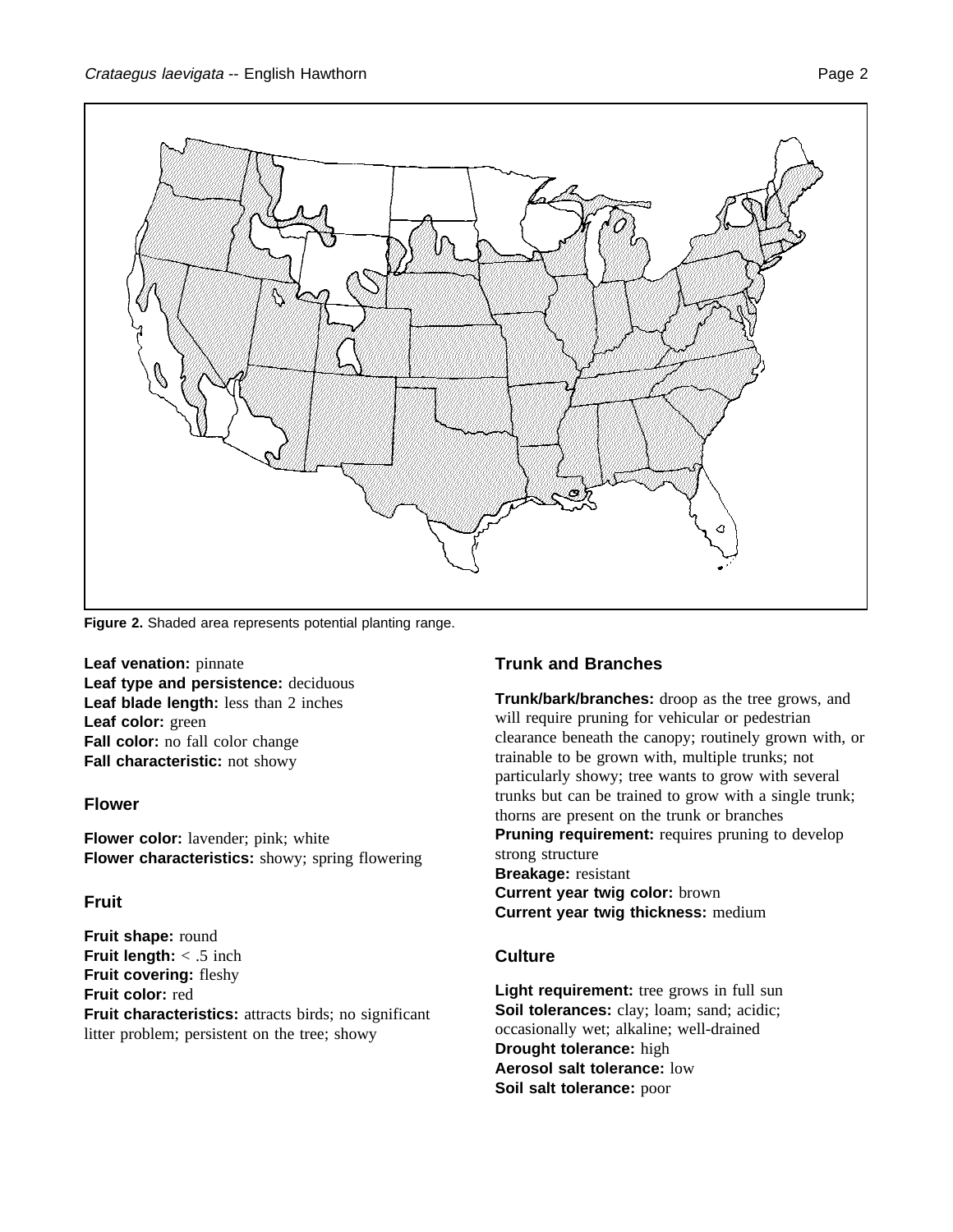**Figure 2.** Shaded area represents potential planting range.

**Leaf venation:** pinnate
**Leaf type and persistence:** deciduous
**Leaf blade length:** less than 2 inches
**Leaf color:** green
**Fall color:** no fall color change
**Fall characteristic:** not showy

## Flower

**Flower color:** lavender; pink; white
**Flower characteristics:** showy; spring flowering

## Fruit

**Fruit shape:** round
**Fruit length:** < .5 inch
**Fruit covering:** fleshy
**Fruit color:** red
**Fruit characteristics:** attracts birds; no significant litter problem; persistent on the tree; showy

## Trunk and Branches

**Trunk/bark/branches:** droop as the tree grows, and will require pruning for vehicular or pedestrian clearance beneath the canopy; routinely grown with, or trainable to be grown with, multiple trunks; not particularly showy; tree wants to grow with several trunks but can be trained to grow with a single trunk; thorns are present on the trunk or branches
**Pruning requirement:** requires pruning to develop strong structure
**Breakage:** resistant
**Current year twig color:** brown
**Current year twig thickness:** medium

## Culture

**Light requirement:** tree grows in full sun
**Soil tolerances:** clay; loam; sand; acidic; occasionally wet; alkaline; well-drained
**Drought tolerance:** high
**Aerosol salt tolerance:** low
**Soil salt tolerance:** poor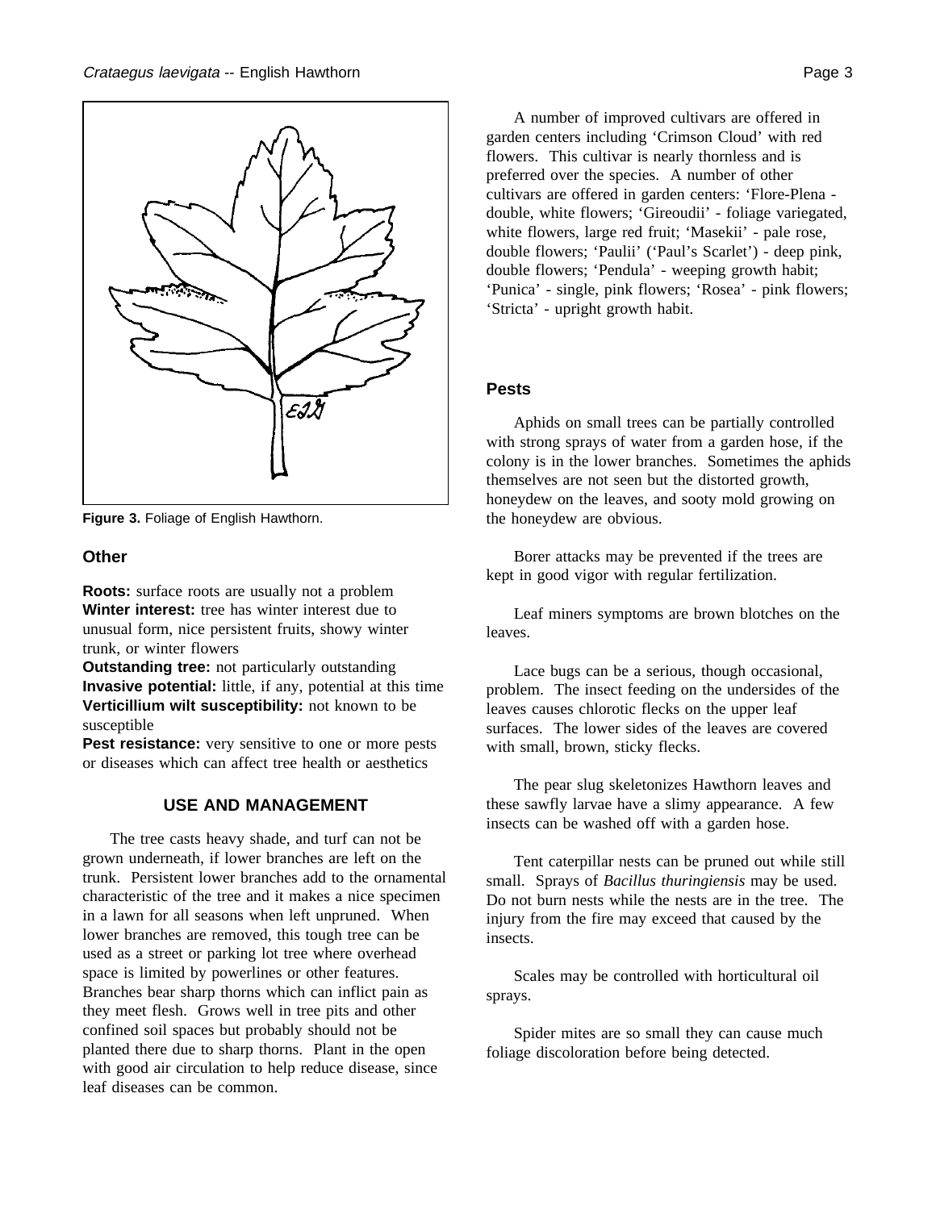Figure 3. Foliage of English Hawthorn.

## Other

**Roots:** surface roots are usually not a problem
**Winter interest:** tree has winter interest due to unusual form, nice persistent fruits, showy winter trunk, or winter flowers
**Outstanding tree:** not particularly outstanding
**Invasive potential:** little, if any, potential at this time
**Verticillium wilt susceptibility:** not known to be susceptible
**Pest resistance:** very sensitive to one or more pests or diseases which can affect tree health or aesthetics

## USE AND MANAGEMENT

The tree casts heavy shade, and turf can not be grown underneath, if lower branches are left on the trunk. Persistent lower branches add to the ornamental characteristic of the tree and it makes a nice specimen in a lawn for all seasons when left unpruned. When lower branches are removed, this tough tree can be used as a street or parking lot tree where overhead space is limited by powerlines or other features. Branches bear sharp thorns which can inflict pain as they meet flesh. Grows well in tree pits and other confined soil spaces but probably should not be planted there due to sharp thorns. Plant in the open with good air circulation to help reduce disease, since leaf diseases can be common.

A number of improved cultivars are offered in garden centers including 'Crimson Cloud' with red flowers. This cultivar is nearly thornless and is preferred over the species. A number of other cultivars are offered in garden centers: 'Flore-Plena - double, white flowers; 'Gireoudii' - foliage variegated, white flowers, large red fruit; 'Masekii' - pale rose, double flowers; 'Paulii' ('Paul's Scarlet') - deep pink, double flowers; 'Pendula' - weeping growth habit; 'Punica' - single, pink flowers; 'Rosea' - pink flowers; 'Stricta' - upright growth habit.

## Pests

Aphids on small trees can be partially controlled with strong sprays of water from a garden hose, if the colony is in the lower branches. Sometimes the aphids themselves are not seen but the distorted growth, honeydew on the leaves, and sooty mold growing on the honeydew are obvious.

Borer attacks may be prevented if the trees are kept in good vigor with regular fertilization.

Leaf miners symptoms are brown blotches on the leaves.

Lace bugs can be a serious, though occasional, problem. The insect feeding on the undersides of the leaves causes chlorotic flecks on the upper leaf surfaces. The lower sides of the leaves are covered with small, brown, sticky flecks.

The pear slug skeletonizes Hawthorn leaves and these sawfly larvae have a slimy appearance. A few insects can be washed off with a garden hose.

Tent caterpillar nests can be pruned out while still small. Sprays of *Bacillus thuringiensis* may be used. Do not burn nests while the nests are in the tree. The injury from the fire may exceed that caused by the insects.

Scales may be controlled with horticultural oil sprays.

Spider mites are so small they can cause much foliage discoloration before being detected.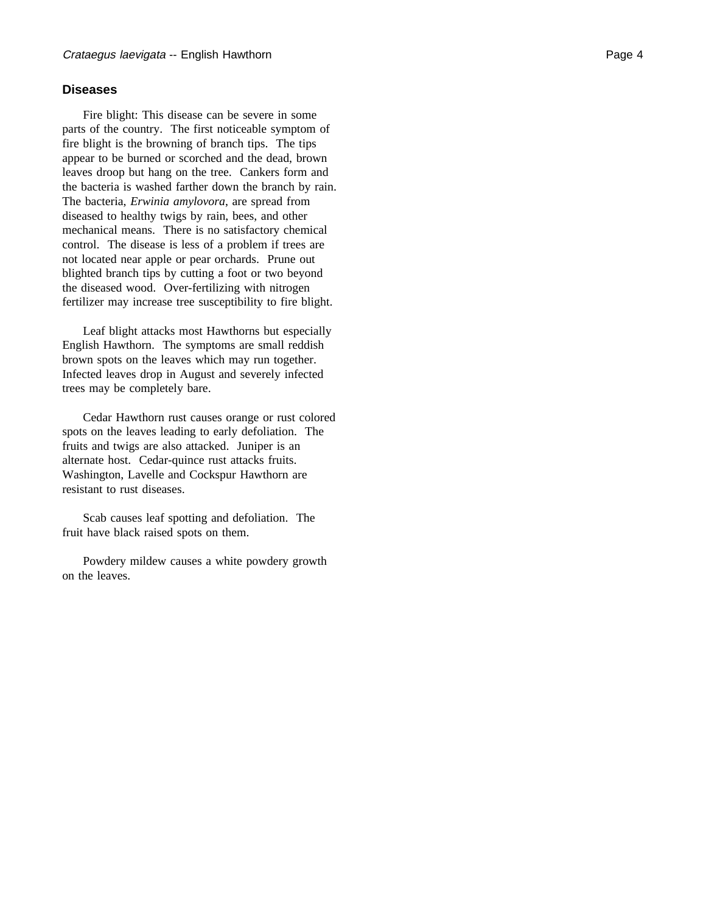## Diseases

Fire blight: This disease can be severe in some parts of the country. The first noticeable symptom of fire blight is the browning of branch tips. The tips appear to be burned or scorched and the dead, brown leaves droop but hang on the tree. Cankers form and the bacteria is washed farther down the branch by rain. The bacteria, *Erwinia amylovora*, are spread from diseased to healthy twigs by rain, bees, and other mechanical means. There is no satisfactory chemical control. The disease is less of a problem if trees are not located near apple or pear orchards. Prune out blighted branch tips by cutting a foot or two beyond the diseased wood. Over-fertilizing with nitrogen fertilizer may increase tree susceptibility to fire blight.

Leaf blight attacks most Hawthorns but especially English Hawthorn. The symptoms are small reddish brown spots on the leaves which may run together. Infected leaves drop in August and severely infected trees may be completely bare.

Cedar Hawthorn rust causes orange or rust colored spots on the leaves leading to early defoliation. The fruits and twigs are also attacked. Juniper is an alternate host. Cedar-quince rust attacks fruits. Washington, Lavelle and Cockspur Hawthorn are resistant to rust diseases.

Scab causes leaf spotting and defoliation. The fruit have black raised spots on them.

Powdery mildew causes a white powdery growth on the leaves.